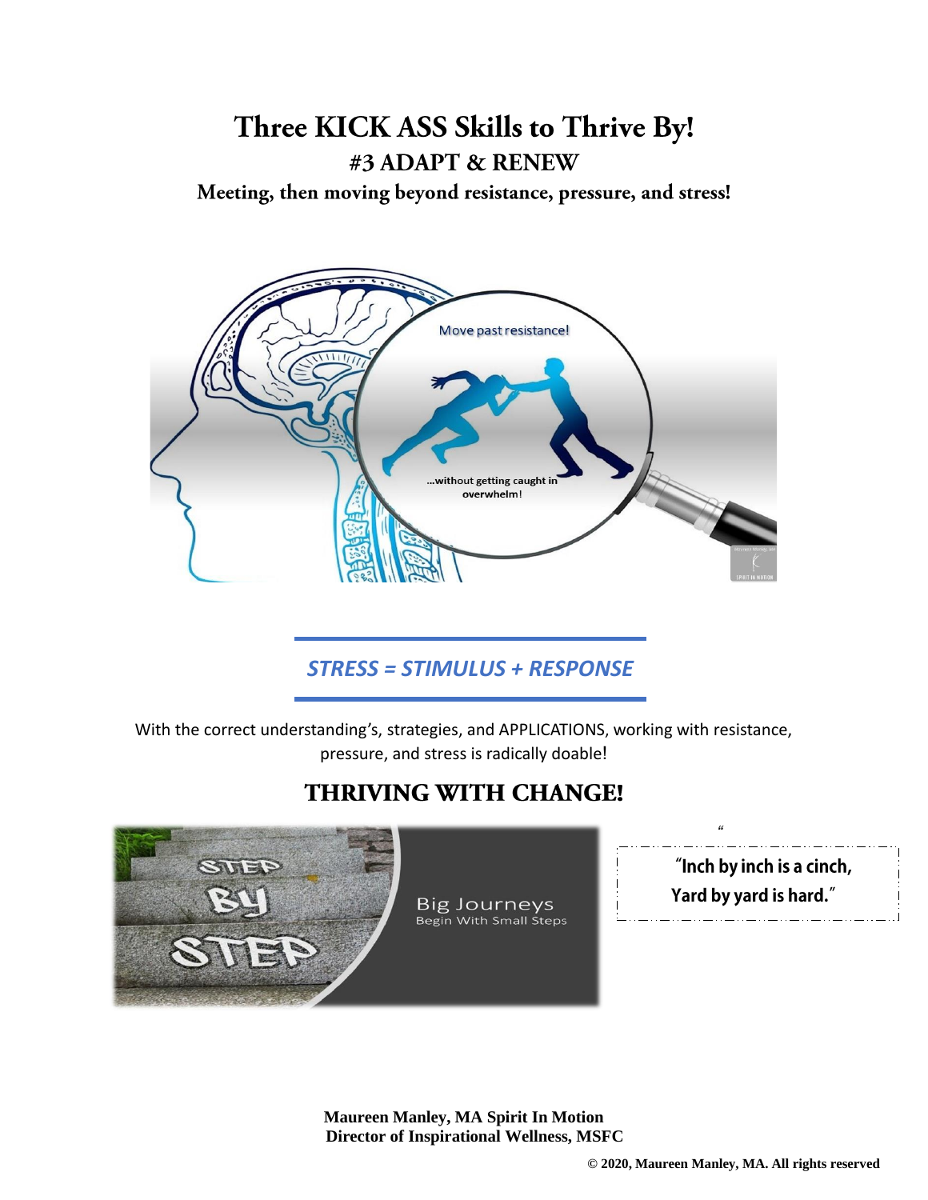# Three KICK ASS Skills to Thrive By!

## #3 ADAPT & RENEW

### Meeting, then moving beyond resistance, pressure, and stress!

***STRESS = STIMULUS + RESPONSE***

With the correct understanding's, strategies, and APPLICATIONS, working with resistance, pressure, and stress is radically doable!

## THRIVING WITH CHANGE!

**"Inch by inch is a cinch, Yard by yard is hard."**

**Maureen Manley, MA Spirit In Motion**
**Director of Inspirational Wellness, MSFC**

**© 2020, Maureen Manley, MA. All rights reserved**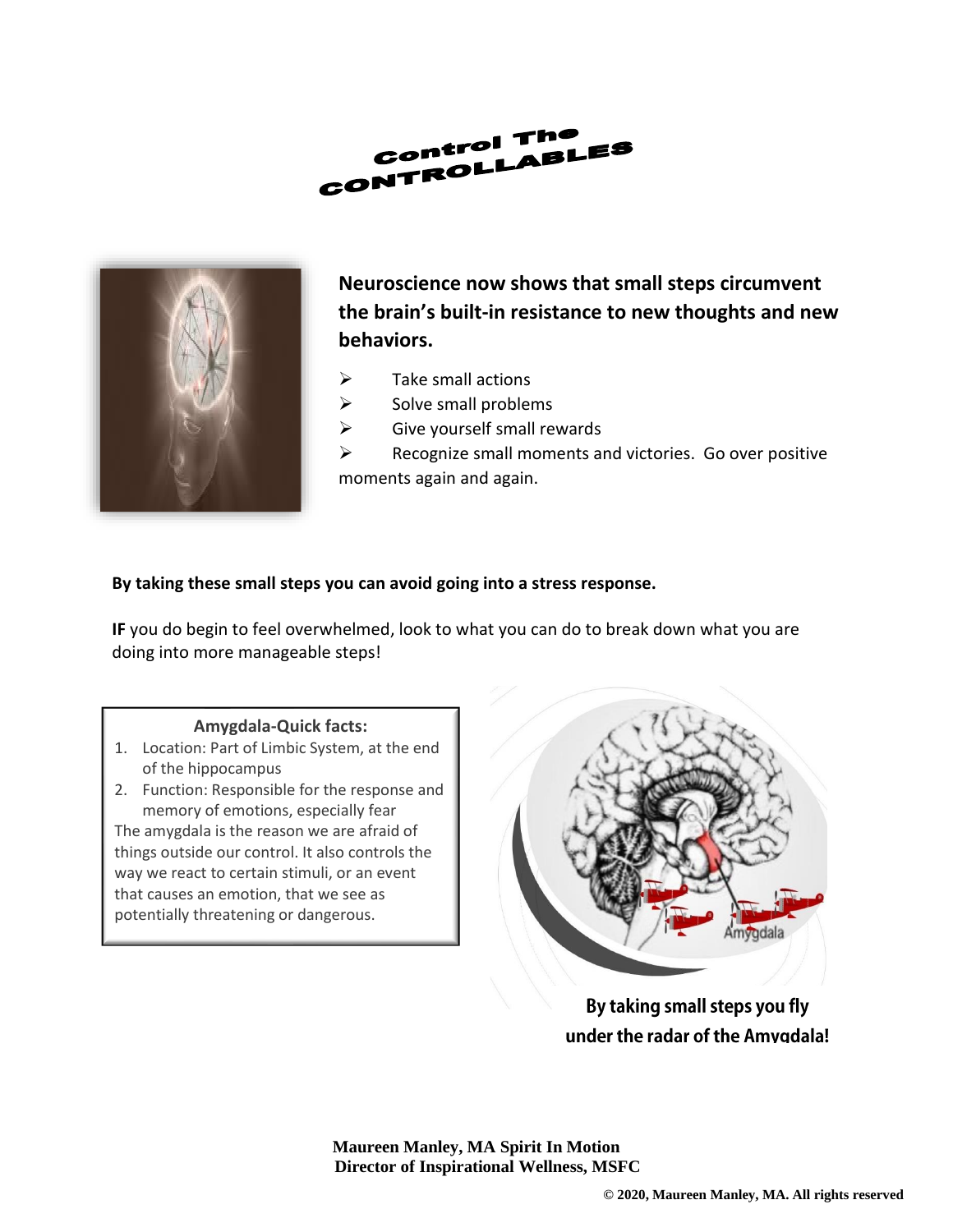# Control The CONTROLLABLES

**Neuroscience now shows that small steps circumvent the brain's built-in resistance to new thoughts and new behaviors.**

- Take small actions
- Solve small problems
- Give yourself small rewards
- Recognize small moments and victories. Go over positive moments again and again.

**By taking these small steps you can avoid going into a stress response.**

**IF** you do begin to feel overwhelmed, look to what you can do to break down what you are doing into more manageable steps!

**Amygdala-Quick facts:**

1. Location: Part of Limbic System, at the end of the hippocampus
2. Function: Responsible for the response and memory of emotions, especially fear

The amygdala is the reason we are afraid of things outside our control. It also controls the way we react to certain stimuli, or an event that causes an emotion, that we see as potentially threatening or dangerous.

**By taking small steps you fly under the radar of the Amygdala!**

**Maureen Manley, MA Spirit In Motion**
**Director of Inspirational Wellness, MSFC**

**© 2020, Maureen Manley, MA. All rights reserved**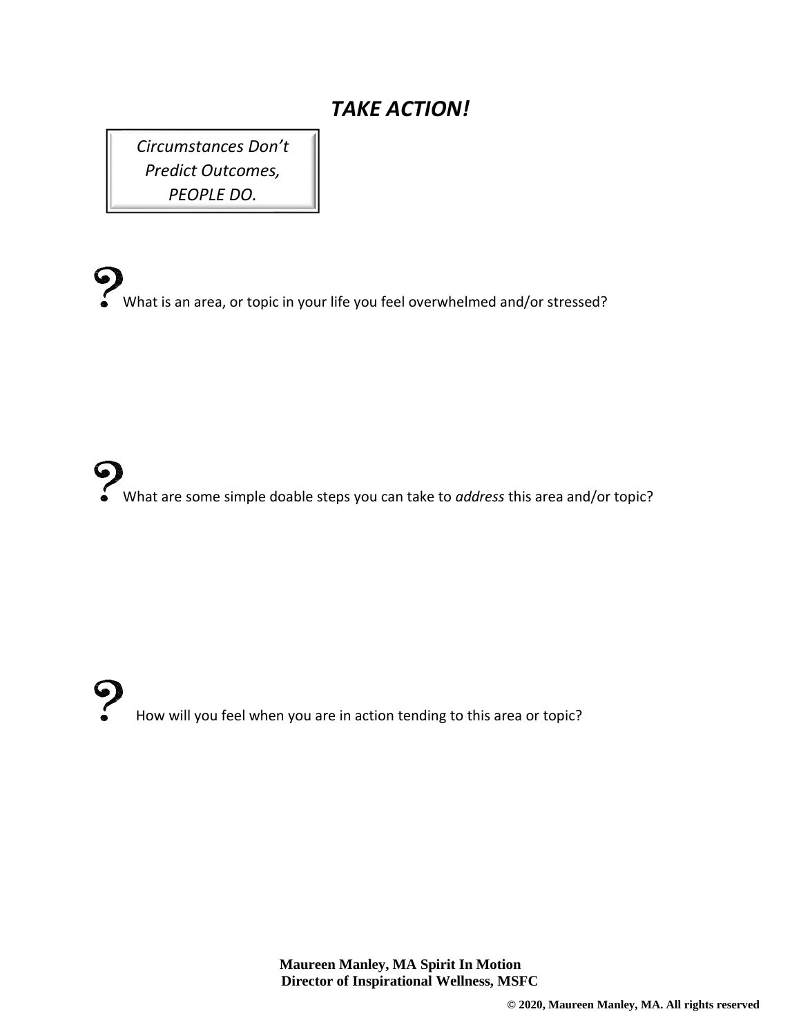# ***TAKE ACTION!***

*Circumstances Don't Predict Outcomes, PEOPLE DO.*

? What is an area, or topic in your life you feel overwhelmed and/or stressed?

? What are some simple doable steps you can take to *address* this area and/or topic?

? How will you feel when you are in action tending to this area or topic?

**Maureen Manley, MA Spirit In Motion**
**Director of Inspirational Wellness, MSFC**

**© 2020, Maureen Manley, MA. All rights reserved**